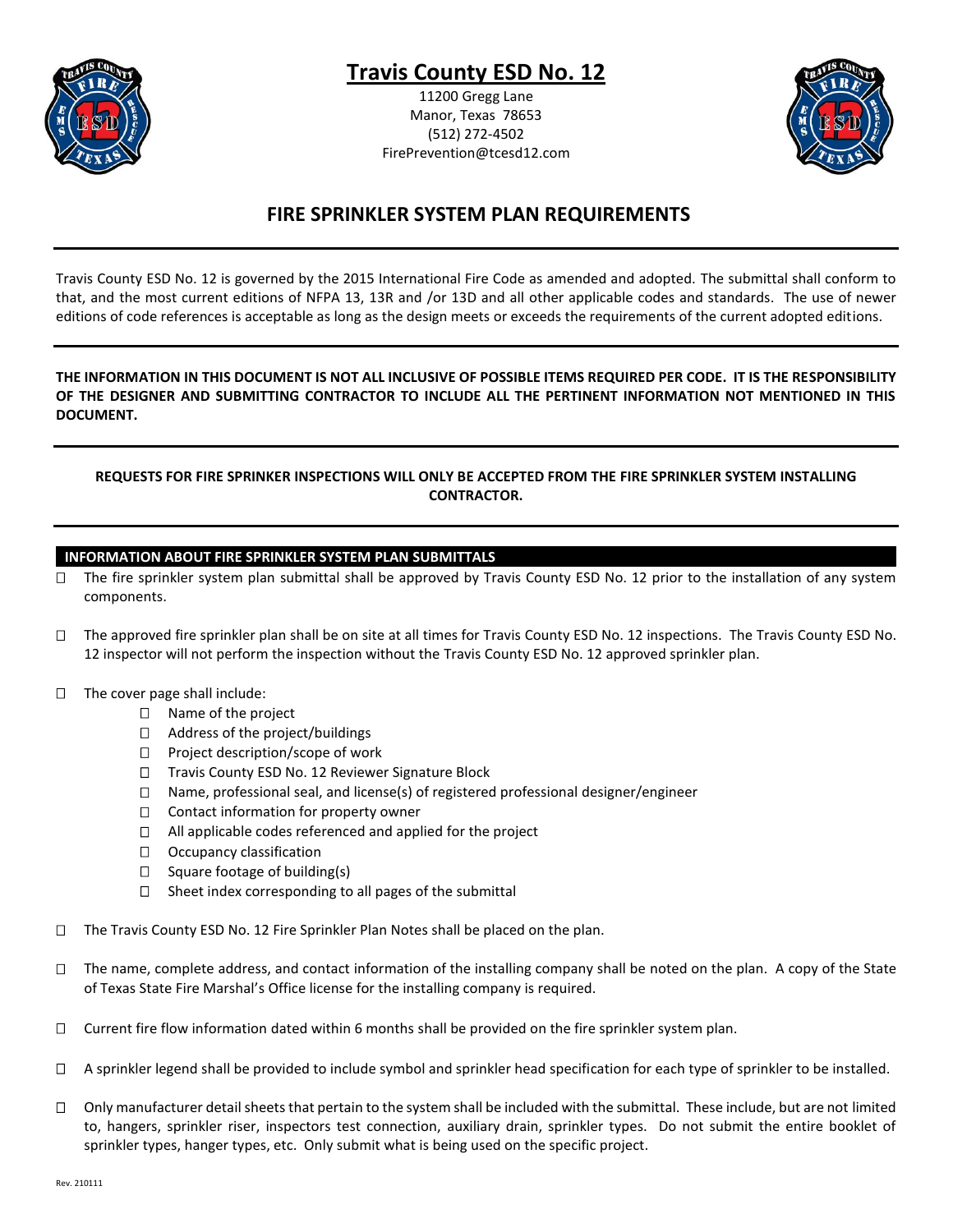# Travis County ESD No. 12

11200 Gregg Lane
Manor, Texas 78653
(512) 272-4502
FirePrevention@tcesd12.com

## FIRE SPRINKLER SYSTEM PLAN REQUIREMENTS

---

Travis County ESD No. 12 is governed by the 2015 International Fire Code as amended and adopted. The submittal shall conform to that, and the most current editions of NFPA 13, 13R and /or 13D and all other applicable codes and standards. The use of newer editions of code references is acceptable as long as the design meets or exceeds the requirements of the current adopted editions.

---

**THE INFORMATION IN THIS DOCUMENT IS NOT ALL INCLUSIVE OF POSSIBLE ITEMS REQUIRED PER CODE. IT IS THE RESPONSIBILITY OF THE DESIGNER AND SUBMITTING CONTRACTOR TO INCLUDE ALL THE PERTINENT INFORMATION NOT MENTIONED IN THIS DOCUMENT.**

---

**REQUESTS FOR FIRE SPRINKLER INSPECTIONS WILL ONLY BE ACCEPTED FROM THE FIRE SPRINKLER SYSTEM INSTALLING CONTRACTOR.**

---

### INFORMATION ABOUT FIRE SPRINKLER SYSTEM PLAN SUBMITTALS

- ☐ The fire sprinkler system plan submittal shall be approved by Travis County ESD No. 12 prior to the installation of any system components.
- ☐ The approved fire sprinkler plan shall be on site at all times for Travis County ESD No. 12 inspections. The Travis County ESD No. 12 inspector will not perform the inspection without the Travis County ESD No. 12 approved sprinkler plan.
- ☐ The cover page shall include:
  - ☐ Name of the project
  - ☐ Address of the project/buildings
  - ☐ Project description/scope of work
  - ☐ Travis County ESD No. 12 Reviewer Signature Block
  - ☐ Name, professional seal, and license(s) of registered professional designer/engineer
  - ☐ Contact information for property owner
  - ☐ All applicable codes referenced and applied for the project
  - ☐ Occupancy classification
  - ☐ Square footage of building(s)
  - ☐ Sheet index corresponding to all pages of the submittal
- ☐ The Travis County ESD No. 12 Fire Sprinkler Plan Notes shall be placed on the plan.
- ☐ The name, complete address, and contact information of the installing company shall be noted on the plan. A copy of the State of Texas State Fire Marshal's Office license for the installing company is required.
- ☐ Current fire flow information dated within 6 months shall be provided on the fire sprinkler system plan.
- ☐ A sprinkler legend shall be provided to include symbol and sprinkler head specification for each type of sprinkler to be installed.
- ☐ Only manufacturer detail sheets that pertain to the system shall be included with the submittal. These include, but are not limited to, hangers, sprinkler riser, inspectors test connection, auxiliary drain, sprinkler types. Do not submit the entire booklet of sprinkler types, hanger types, etc. Only submit what is being used on the specific project.

Rev. 210111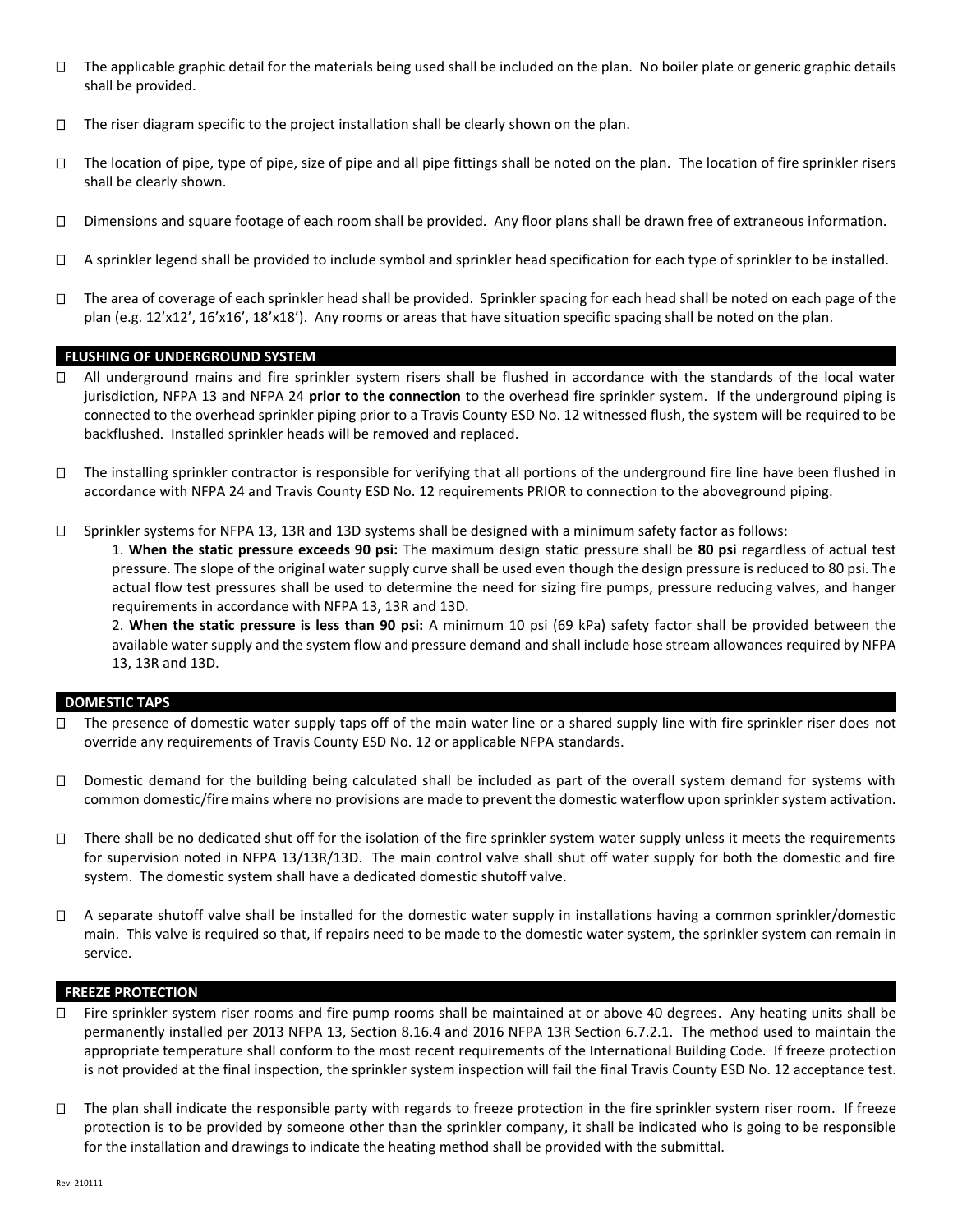- ☐ The applicable graphic detail for the materials being used shall be included on the plan. No boiler plate or generic graphic details shall be provided.

- ☐ The riser diagram specific to the project installation shall be clearly shown on the plan.

- ☐ The location of pipe, type of pipe, size of pipe and all pipe fittings shall be noted on the plan. The location of fire sprinkler risers shall be clearly shown.

- ☐ Dimensions and square footage of each room shall be provided. Any floor plans shall be drawn free of extraneous information.

- ☐ A sprinkler legend shall be provided to include symbol and sprinkler head specification for each type of sprinkler to be installed.

- ☐ The area of coverage of each sprinkler head shall be provided. Sprinkler spacing for each head shall be noted on each page of the plan (e.g. 12'x12', 16'x16', 18'x18'). Any rooms or areas that have situation specific spacing shall be noted on the plan.

## FLUSHING OF UNDERGROUND SYSTEM

- ☐ All underground mains and fire sprinkler system risers shall be flushed in accordance with the standards of the local water jurisdiction, NFPA 13 and NFPA 24 **prior to the connection** to the overhead fire sprinkler system. If the underground piping is connected to the overhead sprinkler piping prior to a Travis County ESD No. 12 witnessed flush, the system will be required to be backflushed. Installed sprinkler heads will be removed and replaced.

- ☐ The installing sprinkler contractor is responsible for verifying that all portions of the underground fire line have been flushed in accordance with NFPA 24 and Travis County ESD No. 12 requirements PRIOR to connection to the aboveground piping.

- ☐ Sprinkler systems for NFPA 13, 13R and 13D systems shall be designed with a minimum safety factor as follows:

  1. **When the static pressure exceeds 90 psi:** The maximum design static pressure shall be **80 psi** regardless of actual test pressure. The slope of the original water supply curve shall be used even though the design pressure is reduced to 80 psi. The actual flow test pressures shall be used to determine the need for sizing fire pumps, pressure reducing valves, and hanger requirements in accordance with NFPA 13, 13R and 13D.

  2. **When the static pressure is less than 90 psi:** A minimum 10 psi (69 kPa) safety factor shall be provided between the available water supply and the system flow and pressure demand and shall include hose stream allowances required by NFPA 13, 13R and 13D.

## DOMESTIC TAPS

- ☐ The presence of domestic water supply taps off of the main water line or a shared supply line with fire sprinkler riser does not override any requirements of Travis County ESD No. 12 or applicable NFPA standards.

- ☐ Domestic demand for the building being calculated shall be included as part of the overall system demand for systems with common domestic/fire mains where no provisions are made to prevent the domestic waterflow upon sprinkler system activation.

- ☐ There shall be no dedicated shut off for the isolation of the fire sprinkler system water supply unless it meets the requirements for supervision noted in NFPA 13/13R/13D. The main control valve shall shut off water supply for both the domestic and fire system. The domestic system shall have a dedicated domestic shutoff valve.

- ☐ A separate shutoff valve shall be installed for the domestic water supply in installations having a common sprinkler/domestic main. This valve is required so that, if repairs need to be made to the domestic water system, the sprinkler system can remain in service.

## FREEZE PROTECTION

- ☐ Fire sprinkler system riser rooms and fire pump rooms shall be maintained at or above 40 degrees. Any heating units shall be permanently installed per 2013 NFPA 13, Section 8.16.4 and 2016 NFPA 13R Section 6.7.2.1. The method used to maintain the appropriate temperature shall conform to the most recent requirements of the International Building Code. If freeze protection is not provided at the final inspection, the sprinkler system inspection will fail the final Travis County ESD No. 12 acceptance test.

- ☐ The plan shall indicate the responsible party with regards to freeze protection in the fire sprinkler system riser room. If freeze protection is to be provided by someone other than the sprinkler company, it shall be indicated who is going to be responsible for the installation and drawings to indicate the heating method shall be provided with the submittal.

Rev. 210111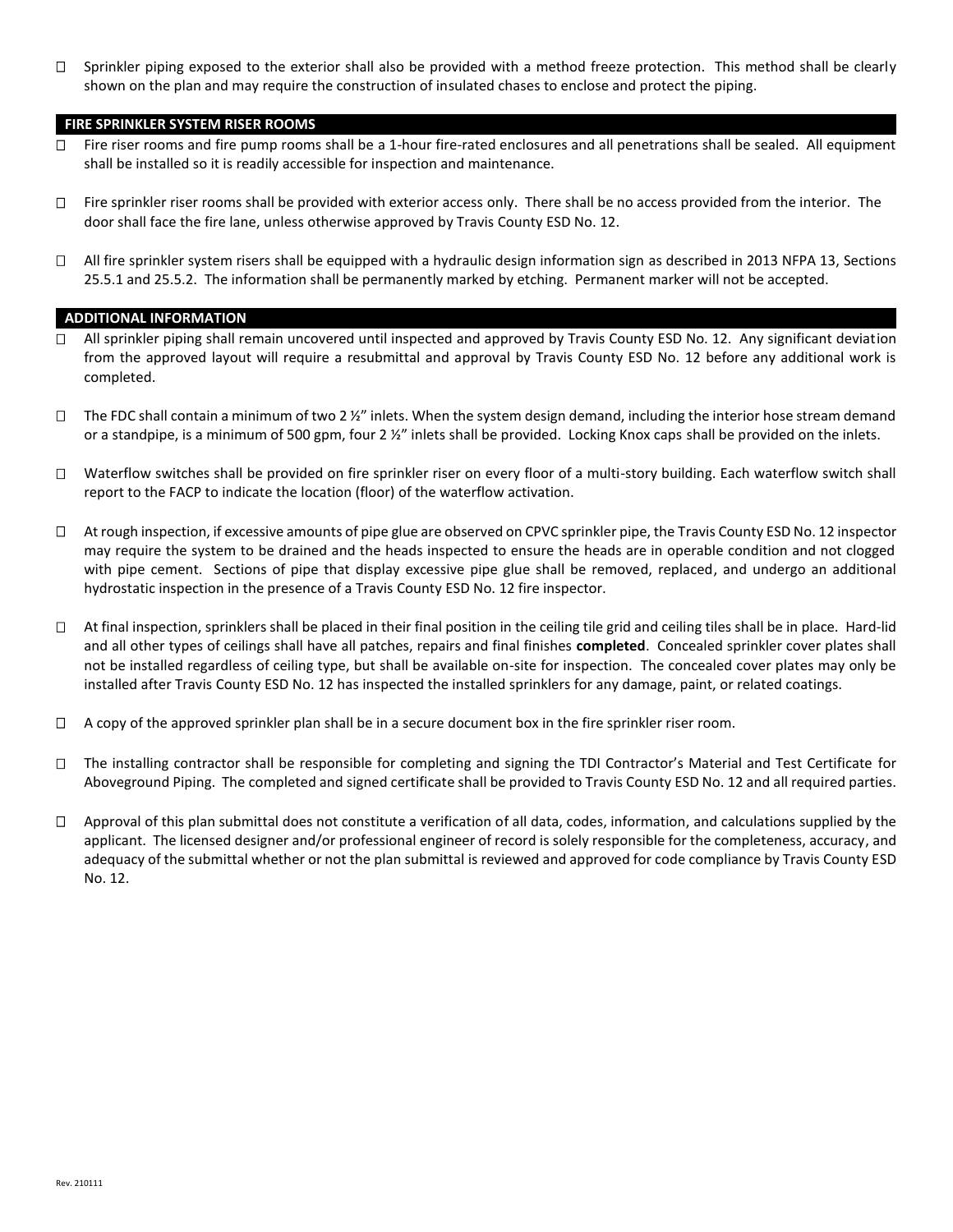- [ ] Sprinkler piping exposed to the exterior shall also be provided with a method freeze protection. This method shall be clearly shown on the plan and may require the construction of insulated chases to enclose and protect the piping.

## FIRE SPRINKLER SYSTEM RISER ROOMS

- [ ] Fire riser rooms and fire pump rooms shall be a 1-hour fire-rated enclosures and all penetrations shall be sealed. All equipment shall be installed so it is readily accessible for inspection and maintenance.

- [ ] Fire sprinkler riser rooms shall be provided with exterior access only. There shall be no access provided from the interior. The door shall face the fire lane, unless otherwise approved by Travis County ESD No. 12.

- [ ] All fire sprinkler system risers shall be equipped with a hydraulic design information sign as described in 2013 NFPA 13, Sections 25.5.1 and 25.5.2. The information shall be permanently marked by etching. Permanent marker will not be accepted.

## ADDITIONAL INFORMATION

- [ ] All sprinkler piping shall remain uncovered until inspected and approved by Travis County ESD No. 12. Any significant deviation from the approved layout will require a resubmittal and approval by Travis County ESD No. 12 before any additional work is completed.

- [ ] The FDC shall contain a minimum of two 2 ½" inlets. When the system design demand, including the interior hose stream demand or a standpipe, is a minimum of 500 gpm, four 2 ½" inlets shall be provided. Locking Knox caps shall be provided on the inlets.

- [ ] Waterflow switches shall be provided on fire sprinkler riser on every floor of a multi-story building. Each waterflow switch shall report to the FACP to indicate the location (floor) of the waterflow activation.

- [ ] At rough inspection, if excessive amounts of pipe glue are observed on CPVC sprinkler pipe, the Travis County ESD No. 12 inspector may require the system to be drained and the heads inspected to ensure the heads are in operable condition and not clogged with pipe cement. Sections of pipe that display excessive pipe glue shall be removed, replaced, and undergo an additional hydrostatic inspection in the presence of a Travis County ESD No. 12 fire inspector.

- [ ] At final inspection, sprinklers shall be placed in their final position in the ceiling tile grid and ceiling tiles shall be in place. Hard-lid and all other types of ceilings shall have all patches, repairs and final finishes **completed**. Concealed sprinkler cover plates shall not be installed regardless of ceiling type, but shall be available on-site for inspection. The concealed cover plates may only be installed after Travis County ESD No. 12 has inspected the installed sprinklers for any damage, paint, or related coatings.

- [ ] A copy of the approved sprinkler plan shall be in a secure document box in the fire sprinkler riser room.

- [ ] The installing contractor shall be responsible for completing and signing the TDI Contractor's Material and Test Certificate for Aboveground Piping. The completed and signed certificate shall be provided to Travis County ESD No. 12 and all required parties.

- [ ] Approval of this plan submittal does not constitute a verification of all data, codes, information, and calculations supplied by the applicant. The licensed designer and/or professional engineer of record is solely responsible for the completeness, accuracy, and adequacy of the submittal whether or not the plan submittal is reviewed and approved for code compliance by Travis County ESD No. 12.

Rev. 210111